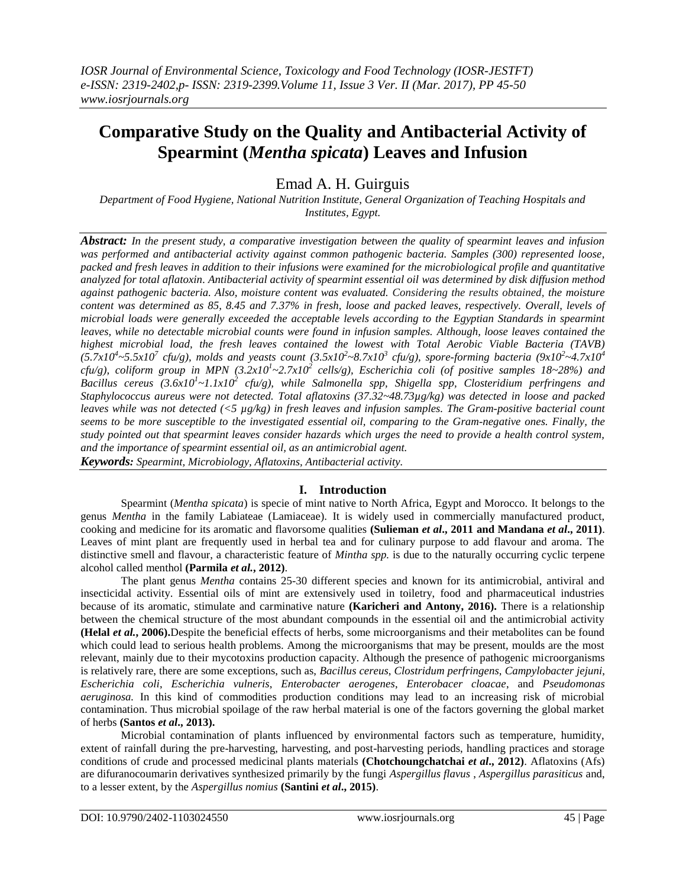# Comparative Study on the Quality and Antibacterial Activity of Spearmint (*Mentha spicata*) Leaves and Infusion

Emad A. H. Guirguis

*Department of Food Hygiene, National Nutrition Institute, General Organization of Teaching Hospitals and Institutes, Egypt.*

***Abstract:*** *In the present study, a comparative investigation between the quality of spearmint leaves and infusion was performed and antibacterial activity against common pathogenic bacteria. Samples (300) represented loose, packed and fresh leaves in addition to their infusions were examined for the microbiological profile and quantitative analyzed for total aflatoxin. Antibacterial activity of spearmint essential oil was determined by disk diffusion method against pathogenic bacteria. Also, moisture content was evaluated. Considering the results obtained, the moisture content was determined as 85, 8.45 and 7.37% in fresh, loose and packed leaves, respectively. Overall, levels of microbial loads were generally exceeded the acceptable levels according to the Egyptian Standards in spearmint leaves, while no detectable microbial counts were found in infusion samples. Although, loose leaves contained the highest microbial load, the fresh leaves contained the lowest with Total Aerobic Viable Bacteria (TAVB) ($5.7x10^4$~$5.5x10^7$ cfu/g), molds and yeasts count ($3.5x10^2$~$8.7x10^3$ cfu/g), spore-forming bacteria ($9x10^2$~$4.7x10^4$ cfu/g), coliform group in MPN ($3.2x10^1$~$2.7x10^2$ cells/g), Escherichia coli (of positive samples 18~28%) and Bacillus cereus ($3.6x10^1$~$1.1x10^2$ cfu/g), while Salmonella spp, Shigella spp, Closteridium perfringens and Staphylococcus aureus were not detected. Total aflatoxins (37.32~48.73µg/kg) was detected in loose and packed leaves while was not detected (<5 µg/kg) in fresh leaves and infusion samples. The Gram-positive bacterial count seems to be more susceptible to the investigated essential oil, comparing to the Gram-negative ones. Finally, the study pointed out that spearmint leaves consider hazards which urges the need to provide a health control system, and the importance of spearmint essential oil, as an antimicrobial agent.*

***Keywords:*** *Spearmint, Microbiology, Aflatoxins, Antibacterial activity.*

## I. Introduction

Spearmint (*Mentha spicata*) is specie of mint native to North Africa, Egypt and Morocco. It belongs to the genus *Mentha* in the family Labiateae (Lamiaceae). It is widely used in commercially manufactured product, cooking and medicine for its aromatic and flavorsome qualities **(Sulieman *et al*., 2011 and Mandana *et al*., 2011)**. Leaves of mint plant are frequently used in herbal tea and for culinary purpose to add flavour and aroma. The distinctive smell and flavour, a characteristic feature of *Mintha spp.* is due to the naturally occurring cyclic terpene alcohol called menthol **(Parmila *et al.*, 2012)**.

The plant genus *Mentha* contains 25-30 different species and known for its antimicrobial, antiviral and insecticidal activity. Essential oils of mint are extensively used in toiletry, food and pharmaceutical industries because of its aromatic, stimulate and carminative nature **(Karicheri and Antony, 2016).** There is a relationship between the chemical structure of the most abundant compounds in the essential oil and the antimicrobial activity **(Helal *et al.*, 2006).**Despite the beneficial effects of herbs, some microorganisms and their metabolites can be found which could lead to serious health problems. Among the microorganisms that may be present, moulds are the most relevant, mainly due to their mycotoxins production capacity. Although the presence of pathogenic microorganisms is relatively rare, there are some exceptions, such as, *Bacillus cereus*, *Clostridum perfringens*, *Campylobacter jejuni*, *Escherichia coli*, *Escherichia vulneris*, *Enterobacter aerogenes*, *Enterobacer cloacae*, and *Pseudomonas aeruginosa.* In this kind of commodities production conditions may lead to an increasing risk of microbial contamination. Thus microbial spoilage of the raw herbal material is one of the factors governing the global market of herbs **(Santos *et al*., 2013).**

Microbial contamination of plants influenced by environmental factors such as temperature, humidity, extent of rainfall during the pre-harvesting, harvesting, and post-harvesting periods, handling practices and storage conditions of crude and processed medicinal plants materials **(Chotchoungchatchai *et al*., 2012)**. Aflatoxins (Afs) are difuranocoumarin derivatives synthesized primarily by the fungi *Aspergillus flavus* , *Aspergillus parasiticus* and, to a lesser extent, by the *Aspergillus nomius* **(Santini *et al*., 2015)**.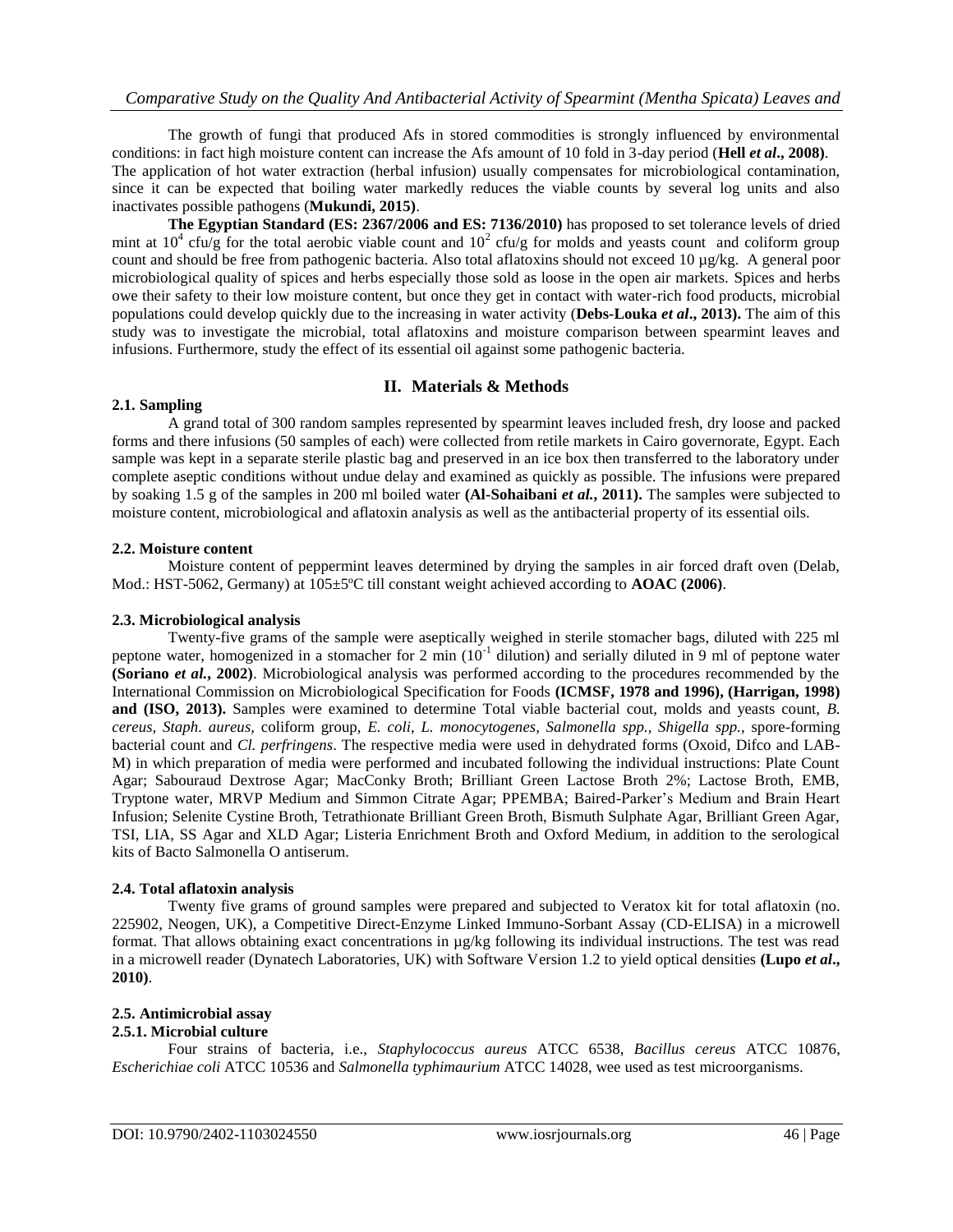The growth of fungi that produced Afs in stored commodities is strongly influenced by environmental conditions: in fact high moisture content can increase the Afs amount of 10 fold in 3-day period (**Hell *et al*., 2008)**. The application of hot water extraction (herbal infusion) usually compensates for microbiological contamination, since it can be expected that boiling water markedly reduces the viable counts by several log units and also inactivates possible pathogens (**Mukundi, 2015)**.

**The Egyptian Standard (ES: 2367/2006 and ES: 7136/2010)** has proposed to set tolerance levels of dried mint at $10^4$ cfu/g for the total aerobic viable count and $10^2$ cfu/g for molds and yeasts count and coliform group count and should be free from pathogenic bacteria. Also total aflatoxins should not exceed 10 µg/kg. A general poor microbiological quality of spices and herbs especially those sold as loose in the open air markets. Spices and herbs owe their safety to their low moisture content, but once they get in contact with water-rich food products, microbial populations could develop quickly due to the increasing in water activity (**Debs-Louka *et al*., 2013).** The aim of this study was to investigate the microbial, total aflatoxins and moisture comparison between spearmint leaves and infusions. Furthermore, study the effect of its essential oil against some pathogenic bacteria.

## II. Materials & Methods

### 2.1. Sampling

A grand total of 300 random samples represented by spearmint leaves included fresh, dry loose and packed forms and there infusions (50 samples of each) were collected from retile markets in Cairo governorate, Egypt. Each sample was kept in a separate sterile plastic bag and preserved in an ice box then transferred to the laboratory under complete aseptic conditions without undue delay and examined as quickly as possible. The infusions were prepared by soaking 1.5 g of the samples in 200 ml boiled water **(Al-Sohaibani *et al.*, 2011).** The samples were subjected to moisture content, microbiological and aflatoxin analysis as well as the antibacterial property of its essential oils.

### 2.2. Moisture content

Moisture content of peppermint leaves determined by drying the samples in air forced draft oven (Delab, Mod.: HST-5062, Germany) at 105±5ºC till constant weight achieved according to **AOAC (2006)**.

### 2.3. Microbiological analysis

Twenty-five grams of the sample were aseptically weighed in sterile stomacher bags, diluted with 225 ml peptone water, homogenized in a stomacher for 2 min ($10^{-1}$ dilution) and serially diluted in 9 ml of peptone water **(Soriano *et al.*, 2002)**. Microbiological analysis was performed according to the procedures recommended by the International Commission on Microbiological Specification for Foods **(ICMSF, 1978 and 1996), (Harrigan, 1998) and (ISO, 2013).** Samples were examined to determine Total viable bacterial cout, molds and yeasts count, *B. cereus, Staph. aureus,* coliform group, *E. coli, L. monocytogenes, Salmonella spp., Shigella spp.*, spore-forming bacterial count and *Cl. perfringens*. The respective media were used in dehydrated forms (Oxoid, Difco and LAB-M) in which preparation of media were performed and incubated following the individual instructions: Plate Count Agar; Sabouraud Dextrose Agar; MacConky Broth; Brilliant Green Lactose Broth 2%; Lactose Broth, EMB, Tryptone water, MRVP Medium and Simmon Citrate Agar; PPEMBA; Baired-Parker's Medium and Brain Heart Infusion; Selenite Cystine Broth, Tetrathionate Brilliant Green Broth, Bismuth Sulphate Agar, Brilliant Green Agar, TSI, LIA, SS Agar and XLD Agar; Listeria Enrichment Broth and Oxford Medium, in addition to the serological kits of Bacto Salmonella O antiserum.

### 2.4. Total aflatoxin analysis

Twenty five grams of ground samples were prepared and subjected to Veratox kit for total aflatoxin (no. 225902, Neogen, UK), a Competitive Direct-Enzyme Linked Immuno-Sorbant Assay (CD-ELISA) in a microwell format. That allows obtaining exact concentrations in µg/kg following its individual instructions. The test was read in a microwell reader (Dynatech Laboratories, UK) with Software Version 1.2 to yield optical densities **(Lupo *et al*., 2010)**.

### 2.5. Antimicrobial assay

#### 2.5.1. Microbial culture

Four strains of bacteria, i.e., *Staphylococcus aureus* ATCC 6538, *Bacillus cereus* ATCC 10876, *Escherichiae coli* ATCC 10536 and *Salmonella typhimaurium* ATCC 14028, wee used as test microorganisms.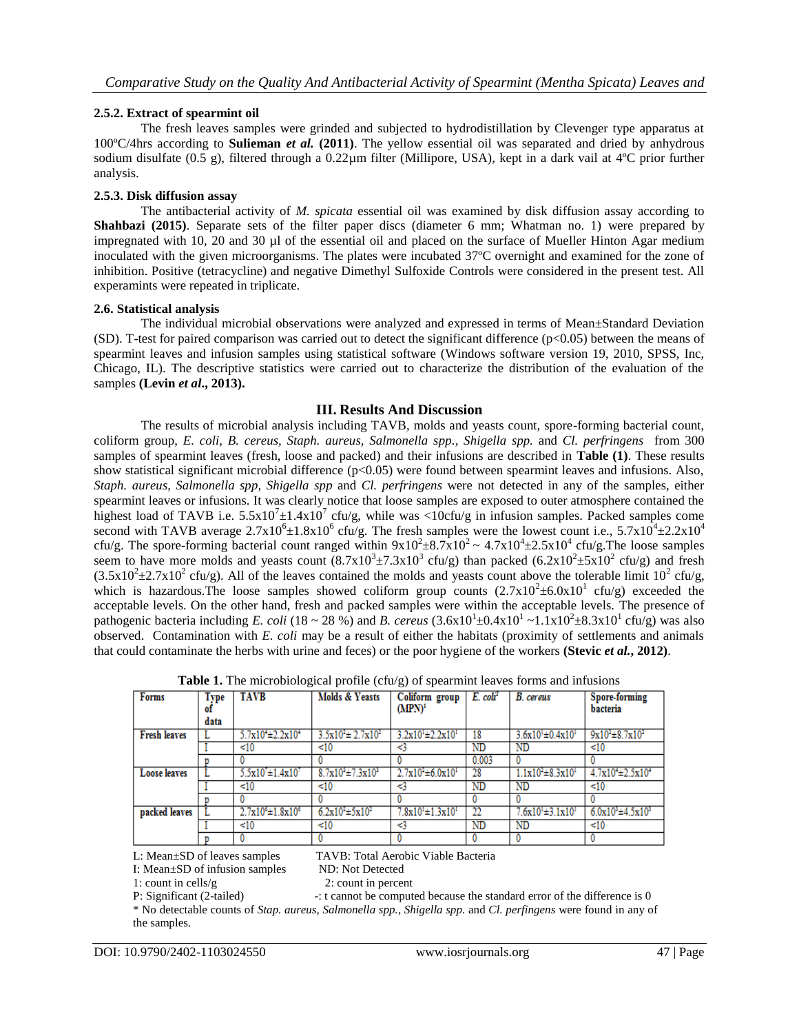#### 2.5.2. Extract of spearmint oil

The fresh leaves samples were grinded and subjected to hydrodistillation by Clevenger type apparatus at 100ºC/4hrs according to **Sulieman *et al.* (2011)**. The yellow essential oil was separated and dried by anhydrous sodium disulfate (0.5 g), filtered through a 0.22µm filter (Millipore, USA), kept in a dark vail at 4ºC prior further analysis.

#### 2.5.3. Disk diffusion assay

The antibacterial activity of *M. spicata* essential oil was examined by disk diffusion assay according to **Shahbazi (2015)**. Separate sets of the filter paper discs (diameter 6 mm; Whatman no. 1) were prepared by impregnated with 10, 20 and 30 µl of the essential oil and placed on the surface of Mueller Hinton Agar medium inoculated with the given microorganisms. The plates were incubated 37ºC overnight and examined for the zone of inhibition. Positive (tetracycline) and negative Dimethyl Sulfoxide Controls were considered in the present test. All experamints were repeated in triplicate.

### 2.6. Statistical analysis

The individual microbial observations were analyzed and expressed in terms of Mean±Standard Deviation (SD). T-test for paired comparison was carried out to detect the significant difference ($p<0.05$) between the means of spearmint leaves and infusion samples using statistical software (Windows software version 19, 2010, SPSS, Inc, Chicago, IL). The descriptive statistics were carried out to characterize the distribution of the evaluation of the samples **(Levin *et al*., 2013).**

## III. Results And Discussion

The results of microbial analysis including TAVB, molds and yeasts count, spore-forming bacterial count, coliform group, *E. coli*, *B. cereus*, *Staph. aureus*, *Salmonella spp.*, *Shigella spp.* and *Cl. perfringens* from 300 samples of spearmint leaves (fresh, loose and packed) and their infusions are described in **Table (1)**. These results show statistical significant microbial difference ($p<0.05$) were found between spearmint leaves and infusions. Also, *Staph. aureus*, *Salmonella spp*, *Shigella spp* and *Cl. perfringens* were not detected in any of the samples, either spearmint leaves or infusions. It was clearly notice that loose samples are exposed to outer atmosphere contained the highest load of TAVB i.e. $5.5x10^7±1.4x10^7$ cfu/g, while was <10cfu/g in infusion samples. Packed samples come second with TAVB average $2.7x10^6±1.8x10^6$ cfu/g. The fresh samples were the lowest count i.e., $5.7x10^4±2.2x10^4$ cfu/g. The spore-forming bacterial count ranged within $9x10^2±8.7x10^2$ ~ $4.7x10^4±2.5x10^4$ cfu/g.The loose samples seem to have more molds and yeasts count ($8.7x10^3±7.3x10^3$ cfu/g) than packed ($6.2x10^2±5x10^2$ cfu/g) and fresh ($3.5x10^2±2.7x10^2$ cfu/g). All of the leaves contained the molds and yeasts count above the tolerable limit $10^2$ cfu/g, which is hazardous.The loose samples showed coliform group counts ($2.7x10^2±6.0x10^1$ cfu/g) exceeded the acceptable levels. On the other hand, fresh and packed samples were within the acceptable levels. The presence of pathogenic bacteria including *E. coli* (18 ~ 28 %) and *B. cereus* ($3.6x10^1±0.4x10^1$ ~$1.1x10^2±8.3x10^1$ cfu/g) was also observed. Contamination with *E. coli* may be a result of either the habitats (proximity of settlements and animals that could contaminate the herbs with urine and feces) or the poor hygiene of the workers **(Stevic *et al.*, 2012)**.

**Table 1.** The microbiological profile (cfu/g) of spearmint leaves forms and infusions

| Forms | Type of data | TAVB | Molds & Yeasts | Coliform group (MPN)[1] | *E. coli*[2] | *B. cereus* | Spore-forming bacteria |
|---|---|---|---|---|---|---|---|
| **Fresh leaves** | L | $5.7x10^4±2.2x10^4$ | $3.5x10^2± 2.7x10^2$ | $3.2x10^1±2.2x10^1$ | 18 | $3.6x10^1±0.4x10^1$ | $9x10^2±8.7x10^2$ |
| | I | <10 | <10 | <3 | ND | ND | <10 |
| | p | 0 | 0 | 0 | 0.003 | 0 | 0 |
| **Loose leaves** | L | $5.5x10^7±1.4x10^7$ | $8.7x10^3±7.3x10^3$ | $2.7x10^2±6.0x10^1$ | 28 | $1.1x10^2±8.3x10^1$ | $4.7x10^4±2.5x10^4$ |
| | I | <10 | <10 | <3 | ND | ND | <10 |
| | p | 0 | 0 | 0 | 0 | 0 | 0 |
| **packed leaves** | L | $2.7x10^6±1.8x10^6$ | $6.2x10^2±5x10^2$ | $7.8x10^1±1.3x10^1$ | 22 | $7.6x10^1±3.1x10^1$ | $6.0x10^3±4.5x10^3$ |
| | I | <10 | <10 | <3 | ND | ND | <10 |
| | p | 0 | 0 | 0 | 0 | 0 | 0 |

L: Mean±SD of leaves samples TAVB: Total Aerobic Viable Bacteria
I: Mean±SD of infusion samples ND: Not Detected
1: count in cells/g 2: count in percent
P: Significant (2-tailed) -: t cannot be computed because the standard error of the difference is 0
\* No detectable counts of *Stap. aureus*, *Salmonella spp.*, *Shigella spp.* and *Cl. perfingens* were found in any of the samples.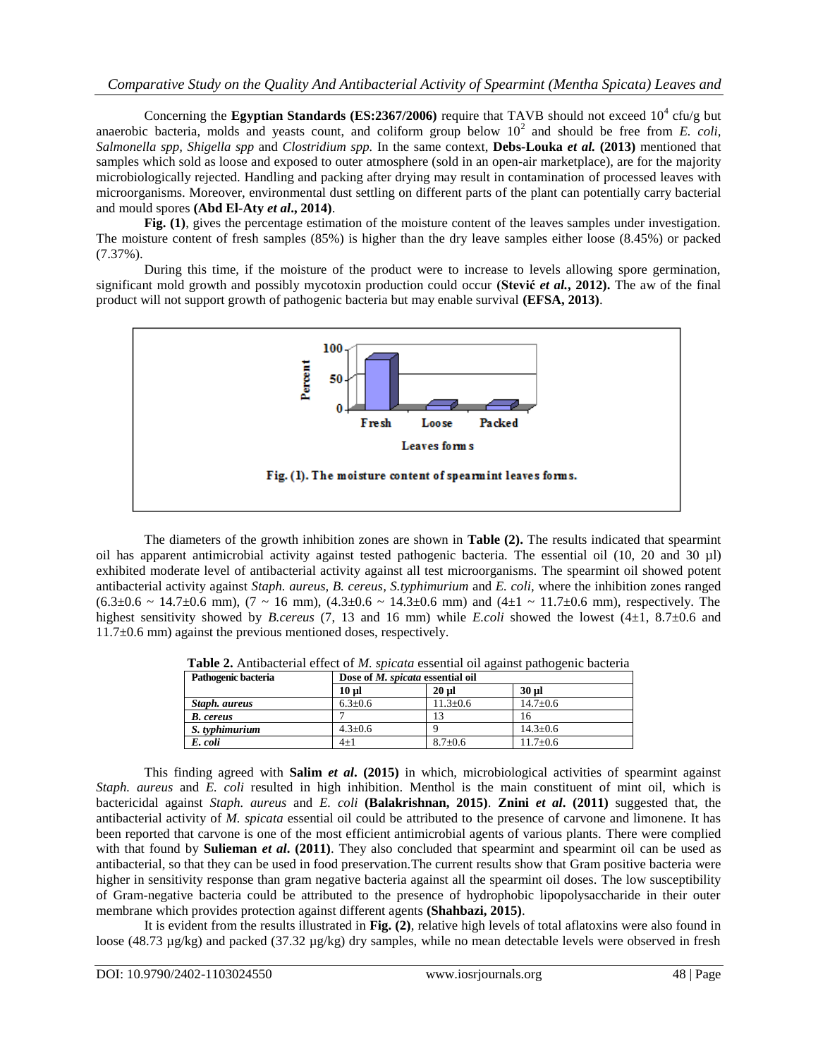Concerning the **Egyptian Standards (ES:2367/2006)** require that TAVB should not exceed $10^4$ cfu/g but anaerobic bacteria, molds and yeasts count, and coliform group below $10^2$ and should be free from *E. coli, Salmonella spp, Shigella spp* and *Clostridium spp.* In the same context, **Debs-Louka *et al.* (2013)** mentioned that samples which sold as loose and exposed to outer atmosphere (sold in an open-air marketplace), are for the majority microbiologically rejected. Handling and packing after drying may result in contamination of processed leaves with microorganisms. Moreover, environmental dust settling on different parts of the plant can potentially carry bacterial and mould spores **(Abd El-Aty *et al*., 2014)**.

**Fig. (1)**, gives the percentage estimation of the moisture content of the leaves samples under investigation. The moisture content of fresh samples (85%) is higher than the dry leave samples either loose (8.45%) or packed (7.37%).

During this time, if the moisture of the product were to increase to levels allowing spore germination, significant mold growth and possibly mycotoxin production could occur **(Stević *et al.*, 2012).** The aw of the final product will not support growth of pathogenic bacteria but may enable survival **(EFSA, 2013)**.

Fig. (1). The moisture content of spearmint leaves forms.

The diameters of the growth inhibition zones are shown in **Table (2).** The results indicated that spearmint oil has apparent antimicrobial activity against tested pathogenic bacteria. The essential oil (10, 20 and 30 µl) exhibited moderate level of antibacterial activity against all test microorganisms. The spearmint oil showed potent antibacterial activity against *Staph. aureus, B. cereus, S.typhimurium* and *E. coli,* where the inhibition zones ranged (6.3±0.6 ~ 14.7±0.6 mm), (7 ~ 16 mm), (4.3±0.6 ~ 14.3±0.6 mm) and (4±1 ~ 11.7±0.6 mm), respectively. The highest sensitivity showed by *B.cereus* (7, 13 and 16 mm) while *E.coli* showed the lowest (4±1, 8.7±0.6 and 11.7±0.6 mm) against the previous mentioned doses, respectively.

**Table 2.** Antibacterial effect of *M. spicata* essential oil against pathogenic bacteria

| Pathogenic bacteria | Dose of *M. spicata* essential oil | | |
|---|---|---|---|
| | 10 µl | 20 µl | 30 µl |
| *Staph. aureus* | 6.3±0.6 | 11.3±0.6 | 14.7±0.6 |
| *B. cereus* | 7 | 13 | 16 |
| *S. typhimurium* | 4.3±0.6 | 9 | 14.3±0.6 |
| *E. coli* | 4±1 | 8.7±0.6 | 11.7±0.6 |

This finding agreed with **Salim *et al*. (2015)** in which, microbiological activities of spearmint against *Staph. aureus* and *E. coli* resulted in high inhibition. Menthol is the main constituent of mint oil, which is bactericidal against *Staph. aureus* and *E. coli* **(Balakrishnan, 2015)**. **Znini *et al*. (2011)** suggested that, the antibacterial activity of *M. spicata* essential oil could be attributed to the presence of carvone and limonene. It has been reported that carvone is one of the most efficient antimicrobial agents of various plants. There were complied with that found by **Sulieman *et al*. (2011)**. They also concluded that spearmint and spearmint oil can be used as antibacterial, so that they can be used in food preservation.The current results show that Gram positive bacteria were higher in sensitivity response than gram negative bacteria against all the spearmint oil doses. The low susceptibility of Gram-negative bacteria could be attributed to the presence of hydrophobic lipopolysaccharide in their outer membrane which provides protection against different agents **(Shahbazi, 2015)**.

It is evident from the results illustrated in **Fig. (2)**, relative high levels of total aflatoxins were also found in loose (48.73 µg/kg) and packed (37.32 µg/kg) dry samples, while no mean detectable levels were observed in fresh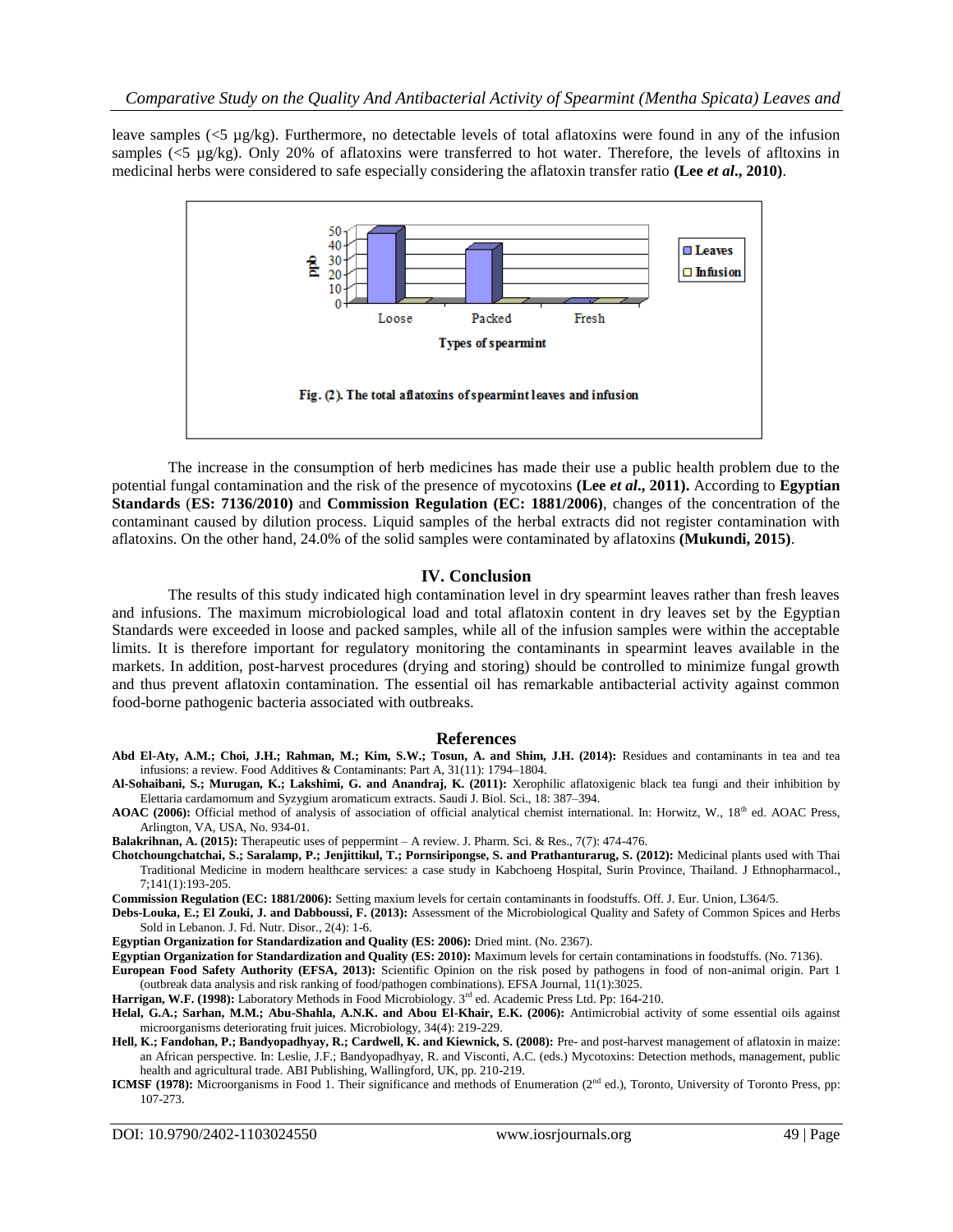leave samples (<5 µg/kg). Furthermore, no detectable levels of total aflatoxins were found in any of the infusion samples (<5 µg/kg). Only 20% of aflatoxins were transferred to hot water. Therefore, the levels of afltoxins in medicinal herbs were considered to safe especially considering the aflatoxin transfer ratio **(Lee *et al*., 2010)**.

**Fig. (2). The total aflatoxins of spearmint leaves and infusion**

The increase in the consumption of herb medicines has made their use a public health problem due to the potential fungal contamination and the risk of the presence of mycotoxins **(Lee *et al*., 2011).** According to **Egyptian Standards** (**ES: 7136/2010)** and **Commission Regulation (EC: 1881/2006)**, changes of the concentration of the contaminant caused by dilution process. Liquid samples of the herbal extracts did not register contamination with aflatoxins. On the other hand, 24.0% of the solid samples were contaminated by aflatoxins **(Mukundi, 2015)**.

## IV. Conclusion

The results of this study indicated high contamination level in dry spearmint leaves rather than fresh leaves and infusions. The maximum microbiological load and total aflatoxin content in dry leaves set by the Egyptian Standards were exceeded in loose and packed samples, while all of the infusion samples were within the acceptable limits. It is therefore important for regulatory monitoring the contaminants in spearmint leaves available in the markets. In addition, post-harvest procedures (drying and storing) should be controlled to minimize fungal growth and thus prevent aflatoxin contamination. The essential oil has remarkable antibacterial activity against common food-borne pathogenic bacteria associated with outbreaks.

## References

**Abd El-Aty, A.M.; Choi, J.H.; Rahman, M.; Kim, S.W.; Tosun, A. and Shim, J.H. (2014):** Residues and contaminants in tea and tea infusions: a review. Food Additives & Contaminants: Part A, 31(11): 1794–1804.

**Al-Sohaibani, S.; Murugan, K.; Lakshimi, G. and Anandraj, K. (2011):** Xerophilic aflatoxigenic black tea fungi and their inhibition by Elettaria cardamomum and Syzygium aromaticum extracts. Saudi J. Biol. Sci., 18: 387–394.

**AOAC (2006):** Official method of analysis of association of official analytical chemist international. In: Horwitz, W., 18th ed. AOAC Press, Arlington, VA, USA, No. 934-01.

**Balakrihnan, A. (2015):** Therapeutic uses of peppermint – A review. J. Pharm. Sci. & Res., 7(7): 474-476.

**Chotchoungchatchai, S.; Saralamp, P.; Jenjittikul, T.; Pornsiripongse, S. and Prathanturarug, S. (2012):** Medicinal plants used with Thai Traditional Medicine in modern healthcare services: a case study in Kabchoeng Hospital, Surin Province, Thailand. J Ethnopharmacol., 7;141(1):193-205.

**Commission Regulation (EC: 1881/2006):** Setting maxium levels for certain contaminants in foodstuffs. Off. J. Eur. Union, L364/5.

**Debs-Louka, E.; El Zouki, J. and Dabboussi, F. (2013):** Assessment of the Microbiological Quality and Safety of Common Spices and Herbs Sold in Lebanon. J. Fd. Nutr. Disor., 2(4): 1-6.

**Egyptian Organization for Standardization and Quality (ES: 2006):** Dried mint. (No. 2367).

**Egyptian Organization for Standardization and Quality (ES: 2010):** Maximum levels for certain contaminations in foodstuffs. (No. 7136).

**European Food Safety Authority (EFSA, 2013):** Scientific Opinion on the risk posed by pathogens in food of non-animal origin. Part 1 (outbreak data analysis and risk ranking of food/pathogen combinations). EFSA Journal, 11(1):3025.

**Harrigan, W.F. (1998):** Laboratory Methods in Food Microbiology. 3rd ed. Academic Press Ltd. Pp: 164-210.

**Helal, G.A.; Sarhan, M.M.; Abu-Shahla, A.N.K. and Abou El-Khair, E.K. (2006):** Antimicrobial activity of some essential oils against microorganisms deteriorating fruit juices. Microbiology, 34(4): 219-229.

**Hell, K.; Fandohan, P.; Bandyopadhyay, R.; Cardwell, K. and Kiewnick, S. (2008):** Pre- and post-harvest management of aflatoxin in maize: an African perspective. In: Leslie, J.F.; Bandyopadhyay, R. and Visconti, A.C. (eds.) Mycotoxins: Detection methods, management, public health and agricultural trade. ABI Publishing, Wallingford, UK, pp. 210-219.

**ICMSF (1978):** Microorganisms in Food 1. Their significance and methods of Enumeration (2nd ed.), Toronto, University of Toronto Press, pp: 107-273.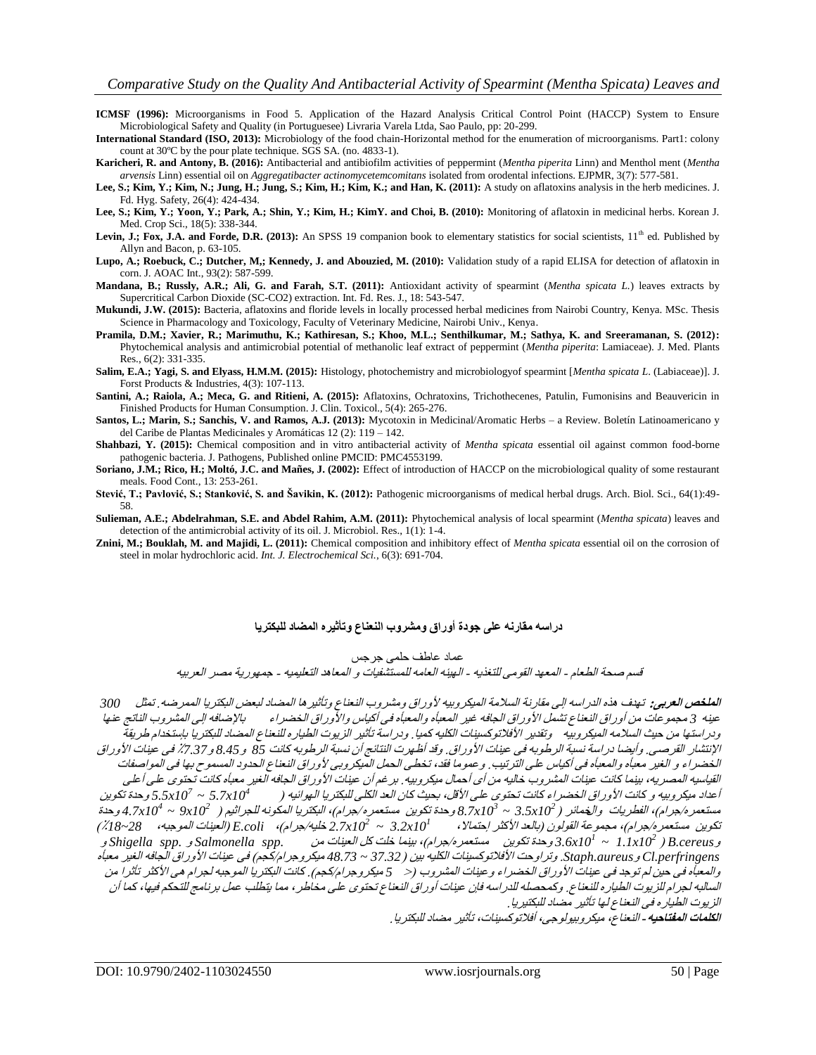**ICMSF (1996):** Microorganisms in Food 5. Application of the Hazard Analysis Critical Control Point (HACCP) System to Ensure Microbiological Safety and Quality (in Portuguesee) Livraria Varela Ltda, Sao Paulo, pp: 20-299.

**International Standard (ISO, 2013):** Microbiology of the food chain-Horizontal method for the enumeration of microorganisms. Part1: colony count at 30ºC by the pour plate technique. SGS SA. (no. 4833-1).

**Karicheri, R. and Antony, B. (2016):** Antibacterial and antibiofilm activities of peppermint (*Mentha piperita* Linn) and Menthol ment (*Mentha arvensis* Linn) essential oil on *Aggregatibacter actinomycetemcomitans* isolated from orodental infections. EJPMR, 3(7): 577-581.

**Lee, S.; Kim, Y.; Kim, N.; Jung, H.; Jung, S.; Kim, H.; Kim, K.; and Han, K. (2011):** A study on aflatoxins analysis in the herb medicines. J. Fd. Hyg. Safety, 26(4): 424-434.

**Lee, S.; Kim, Y.; Yoon, Y.; Park, A.; Shin, Y.; Kim, H.; KimY. and Choi, B. (2010):** Monitoring of aflatoxin in medicinal herbs. Korean J. Med. Crop Sci., 18(5): 338-344.

**Levin, J.; Fox, J.A. and Forde, D.R. (2013):** An SPSS 19 companion book to elementary statistics for social scientists, 11th ed. Published by Allyn and Bacon, p. 63-105.

**Lupo, A.; Roebuck, C.; Dutcher, M,; Kennedy, J. and Abouzied, M. (2010):** Validation study of a rapid ELISA for detection of aflatoxin in corn. J. AOAC Int., 93(2): 587-599.

**Mandana, B.; Russly, A.R.; Ali, G. and Farah, S.T. (2011):** Antioxidant activity of spearmint (*Mentha spicata L.*) leaves extracts by Supercritical Carbon Dioxide (SC-CO2) extraction. Int. Fd. Res. J., 18: 543-547.

**Mukundi, J.W. (2015):** Bacteria, aflatoxins and floride levels in locally processed herbal medicines from Nairobi Country, Kenya. MSc. Thesis Science in Pharmacology and Toxicology, Faculty of Veterinary Medicine, Nairobi Univ., Kenya.

**Pramila, D.M.; Xavier, R.; Marimuthu, K.; Kathiresan, S.; Khoo, M.L.; Senthilkumar, M.; Sathya, K. and Sreeramanan, S. (2012):** Phytochemical analysis and antimicrobial potential of methanolic leaf extract of peppermint (*Mentha piperita*: Lamiaceae). J. Med. Plants Res., 6(2): 331-335.

**Salim, E.A.; Yagi, S. and Elyass, H.M.M. (2015):** Histology, photochemistry and microbiologyof spearmint [*Mentha spicata L.* (Labiaceae)]. J. Forst Products & Industries, 4(3): 107-113.

**Santini, A.; Raiola, A.; Meca, G. and Ritieni, A. (2015):** Aflatoxins, Ochratoxins, Trichothecenes, Patulin, Fumonisins and Beauvericin in Finished Products for Human Consumption. J. Clin. Toxicol., 5(4): 265-276.

**Santos, L.; Marin, S.; Sanchis, V. and Ramos, A.J. (2013):** Mycotoxin in Medicinal/Aromatic Herbs – a Review. Boletín Latinoamericano y del Caribe de Plantas Medicinales y Aromáticas 12 (2): 119 – 142.

**Shahbazi, Y. (2015):** Chemical composition and in vitro antibacterial activity of *Mentha spicata* essential oil against common food-borne pathogenic bacteria. J. Pathogens, Published online PMCID: PMC4553199.

**Soriano, J.M.; Rico, H.; Moltó, J.C. and Mañes, J. (2002):** Effect of introduction of HACCP on the microbiological quality of some restaurant meals. Food Cont., 13: 253-261.

**Stević, T.; Pavlović, S.; Stanković, S. and Šavikin, K. (2012):** Pathogenic microorganisms of medical herbal drugs. Arch. Biol. Sci., 64(1):49-58.

**Sulieman, A.E.; Abdelrahman, S.E. and Abdel Rahim, A.M. (2011):** Phytochemical analysis of local spearmint (*Mentha spicata*) leaves and detection of the antimicrobial activity of its oil. J. Microbiol. Res., 1(1): 1-4.

**Znini, M.; Bouklah, M. and Majidi, L. (2011):** Chemical composition and inhibitory effect of *Mentha spicata* essential oil on the corrosion of steel in molar hydrochloric acid. *Int. J. Electrochemical Sci.*, 6(3): 691-704.

## دراسه مقارنه على جودة أوراق ومشروب النعناع وتأثيره المضاد للبكتريا

عماد عاطف حلمى جرجس

*قسم صحة الطعام - المعهد القومى للتغذيه - الهيئه العامه للمستشفيات و المعاهد التعليميه - جمهوريه مصر العربيه*

***الملخص العربى:*** *تهدف هذه الدراسه إلى مقارنة السلامة الميكروبيه لأوراق ومشروب النعناع وتأثيرها المضاد لبعض البكتريا الممرضه. تمثل 300 عينه 3 مجموعات من أوراق النعناع تشمل الأوراق الجافه غير المعبأه والمعبأه فى أكياس والأوراق الخضراء بالإضافه إلى المشروب الناتج عنها ودراستها من حيث السلامه الميكروبيه وتقدير الأفلاتوكسينات الكليه كميا. ودراسة تأثير الزيوت الطياره للنعناع المضاد للبكتريا باستخدام طريقة الإنتشار القرصى. وأيضا دراسة نسبة الرطوبه فى عينات الأوراق. وقد أظهرت النتائج أن نسبة الرطوبه كانت 85 و8.45 و7.37٪ فى عينات الأوراق الخضراء و الغير معبأه والمعبأه فى أكياس على الترتيب. وعموما فقد، تخطى الحمل الميكروبى لأوراق النعناع الحدود المسموح بها فى المواصفات القياسيه المصريه، بينما كانت عينات المشروب خاليه من أى أحمال ميكروبيه. برغم أن عينات الأوراق الجافه الغير معبأه كانت تحتوى على أعلى أعداد ميكروبيه و كانت الأوراق الخضراء كانت تحتوى على الأقل، بحيث كان العد الكلى للبكتريا الهوائيه ( $5.7x10^4$ ~ $5.5x10^7$ وحدة تكوين مستعمره/جرام)، الفطريات والخمائر ( $3.5x10^2$ ~ $8.7x10^3$ وحدة تكوين مستعمره/جرام)، البكتريا المكونه للجراثيم ( $9x10^2$ ~ $4.7x10^4$ وحدة تكوين مستعمره/جرام)، مجموعة القولون (بالعد الأكثر إحتمالا، $3.2x10^1$ ~ $2.7x10^2$ خليه/جرام)، E.coli (العينات الموجبه، 28~18٪) و B.cereus ( $1.1x10^2$ ~ $3.6x10^1$ وحدة تكوين مستعمره/جرام)، بينما خلت كل العينات من .Salmonella spp و .Shigella spp و Cl.perfringens و Staph.aureus. وتراوحت الأفلاتوكسينات الكليه بين ( 37.32 ~ 48.73 ميكروجرام/كجم) فى عينات الأوراق الجافه الغير معبأه والمعبأه فى حين لم توجد فى عينات الأوراق الخضراء وعينات المشروب (< 5 ميكروجرام/كجم). كانت البكتريا الموجبه لجرام هى الأكثر تأثرا من الساليه لجرام للزيوت الطياره للنعناع. وكمحصله للدراسه فان عينات أوراق النعناع تحتوى على مخاطر، مما يتطلب عمل برنامج للتحكم فيها، كما أن الزيوت الطياره فى النعناع لها تأثير مضاد للبكتيريا.*

***الكلمات المفتاحيه*** *- النعناع، ميكروبيولوجى، أفلاتوكسينات، تأثير مضاد للبكتريا.*